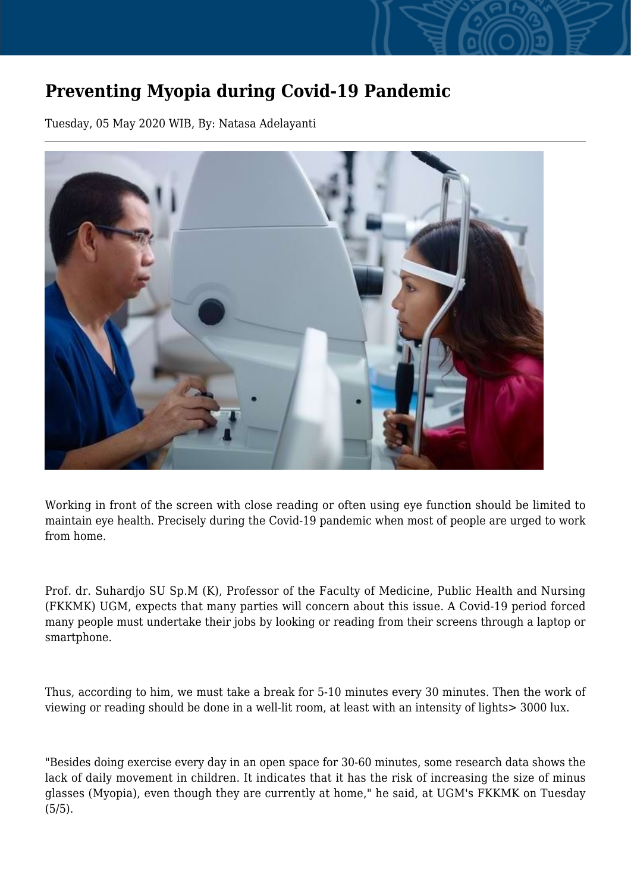# Preventing Myopia during Covid-19 Pandemic

Tuesday, 05 May 2020 WIB, By: Natasa Adelayanti

---

Working in front of the screen with close reading or often using eye function should be limited to maintain eye health. Precisely during the Covid-19 pandemic when most of people are urged to work from home.

Prof. dr. Suhardjo SU Sp.M (K), Professor of the Faculty of Medicine, Public Health and Nursing (FKKMK) UGM, expects that many parties will concern about this issue. A Covid-19 period forced many people must undertake their jobs by looking or reading from their screens through a laptop or smartphone.

Thus, according to him, we must take a break for 5-10 minutes every 30 minutes. Then the work of viewing or reading should be done in a well-lit room, at least with an intensity of lights> 3000 lux.

"Besides doing exercise every day in an open space for 30-60 minutes, some research data shows the lack of daily movement in children. It indicates that it has the risk of increasing the size of minus glasses (Myopia), even though they are currently at home," he said, at UGM's FKKMK on Tuesday (5/5).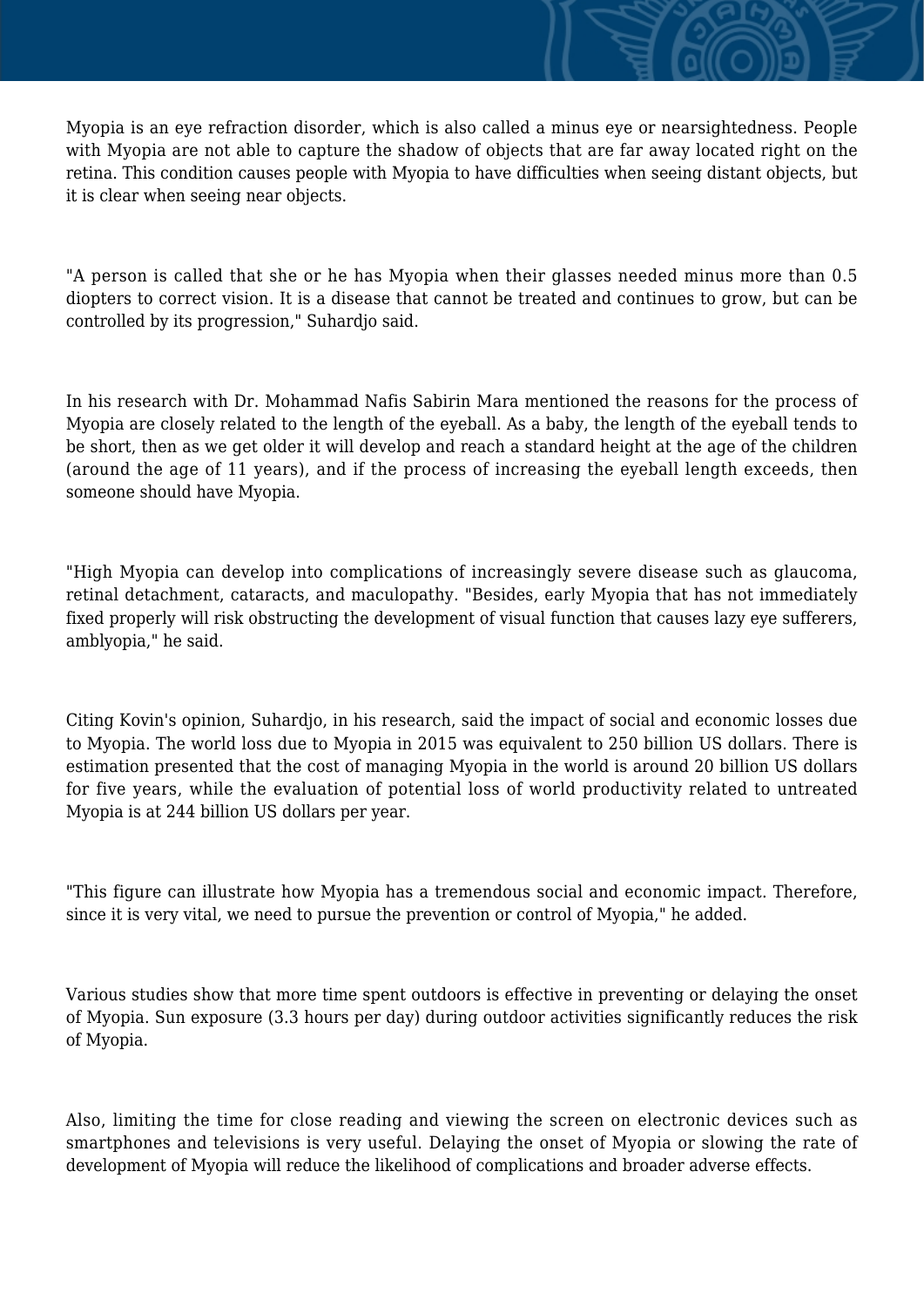Myopia is an eye refraction disorder, which is also called a minus eye or nearsightedness. People with Myopia are not able to capture the shadow of objects that are far away located right on the retina. This condition causes people with Myopia to have difficulties when seeing distant objects, but it is clear when seeing near objects.

"A person is called that she or he has Myopia when their glasses needed minus more than 0.5 diopters to correct vision. It is a disease that cannot be treated and continues to grow, but can be controlled by its progression," Suhardjo said.

In his research with Dr. Mohammad Nafis Sabirin Mara mentioned the reasons for the process of Myopia are closely related to the length of the eyeball. As a baby, the length of the eyeball tends to be short, then as we get older it will develop and reach a standard height at the age of the children (around the age of 11 years), and if the process of increasing the eyeball length exceeds, then someone should have Myopia.

"High Myopia can develop into complications of increasingly severe disease such as glaucoma, retinal detachment, cataracts, and maculopathy. "Besides, early Myopia that has not immediately fixed properly will risk obstructing the development of visual function that causes lazy eye sufferers, amblyopia," he said.

Citing Kovin's opinion, Suhardjo, in his research, said the impact of social and economic losses due to Myopia. The world loss due to Myopia in 2015 was equivalent to 250 billion US dollars. There is estimation presented that the cost of managing Myopia in the world is around 20 billion US dollars for five years, while the evaluation of potential loss of world productivity related to untreated Myopia is at 244 billion US dollars per year.

"This figure can illustrate how Myopia has a tremendous social and economic impact. Therefore, since it is very vital, we need to pursue the prevention or control of Myopia," he added.

Various studies show that more time spent outdoors is effective in preventing or delaying the onset of Myopia. Sun exposure (3.3 hours per day) during outdoor activities significantly reduces the risk of Myopia.

Also, limiting the time for close reading and viewing the screen on electronic devices such as smartphones and televisions is very useful. Delaying the onset of Myopia or slowing the rate of development of Myopia will reduce the likelihood of complications and broader adverse effects.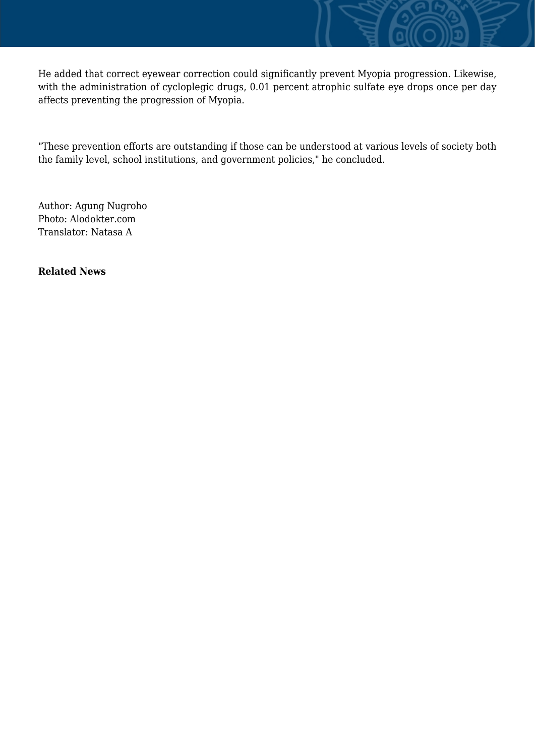He added that correct eyewear correction could significantly prevent Myopia progression. Likewise, with the administration of cycloplegic drugs, 0.01 percent atrophic sulfate eye drops once per day affects preventing the progression of Myopia.

"These prevention efforts are outstanding if those can be understood at various levels of society both the family level, school institutions, and government policies," he concluded.

Author: Agung Nugroho
Photo: Alodokter.com
Translator: Natasa A

**Related News**